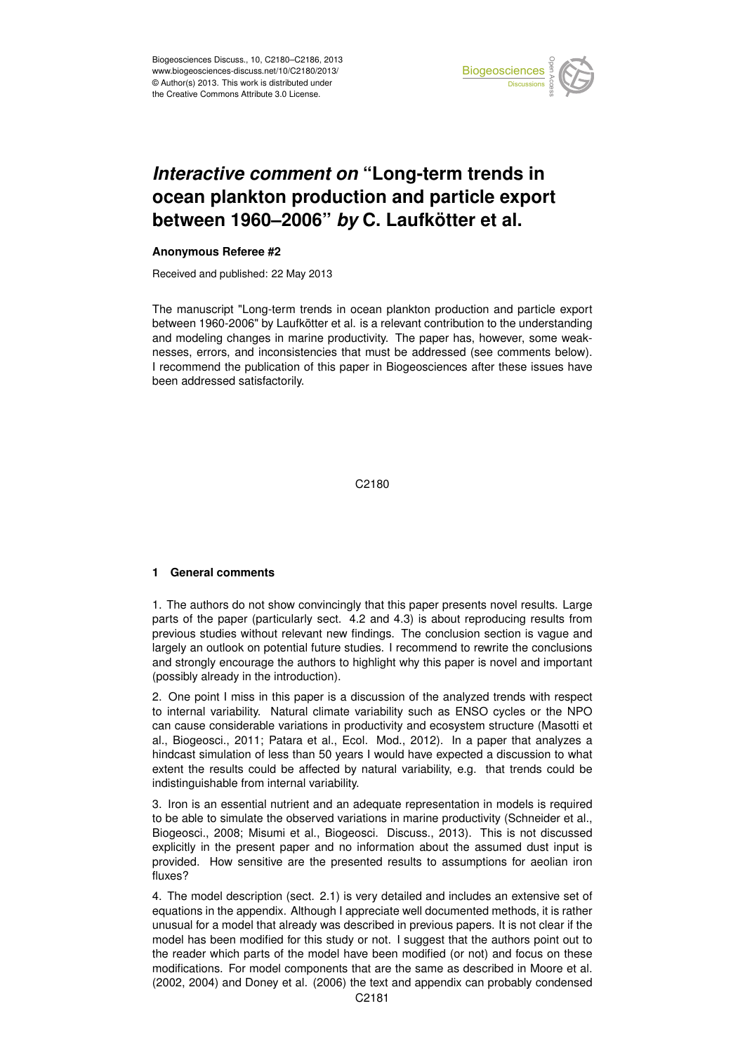# *Interactive comment on* "Long-term trends in ocean plankton production and particle export between 1960–2006" *by* C. Laufkötter et al.

**Anonymous Referee #2**

Received and published: 22 May 2013

The manuscript "Long-term trends in ocean plankton production and particle export between 1960-2006" by Laufkötter et al. is a relevant contribution to the understanding and modeling changes in marine productivity. The paper has, however, some weaknesses, errors, and inconsistencies that must be addressed (see comments below). I recommend the publication of this paper in Biogeosciences after these issues have been addressed satisfactorily.

## 1 General comments

1. The authors do not show convincingly that this paper presents novel results. Large parts of the paper (particularly sect. 4.2 and 4.3) is about reproducing results from previous studies without relevant new findings. The conclusion section is vague and largely an outlook on potential future studies. I recommend to rewrite the conclusions and strongly encourage the authors to highlight why this paper is novel and important (possibly already in the introduction).

2. One point I miss in this paper is a discussion of the analyzed trends with respect to internal variability. Natural climate variability such as ENSO cycles or the NPO can cause considerable variations in productivity and ecosystem structure (Masotti et al., Biogeosci., 2011; Patara et al., Ecol. Mod., 2012). In a paper that analyzes a hindcast simulation of less than 50 years I would have expected a discussion to what extent the results could be affected by natural variability, e.g. that trends could be indistinguishable from internal variability.

3. Iron is an essential nutrient and an adequate representation in models is required to be able to simulate the observed variations in marine productivity (Schneider et al., Biogeosci., 2008; Misumi et al., Biogeosci. Discuss., 2013). This is not discussed explicitly in the present paper and no information about the assumed dust input is provided. How sensitive are the presented results to assumptions for aeolian iron fluxes?

4. The model description (sect. 2.1) is very detailed and includes an extensive set of equations in the appendix. Although I appreciate well documented methods, it is rather unusual for a model that already was described in previous papers. It is not clear if the model has been modified for this study or not. I suggest that the authors point out to the reader which parts of the model have been modified (or not) and focus on these modifications. For model components that are the same as described in Moore et al. (2002, 2004) and Doney et al. (2006) the text and appendix can probably condensed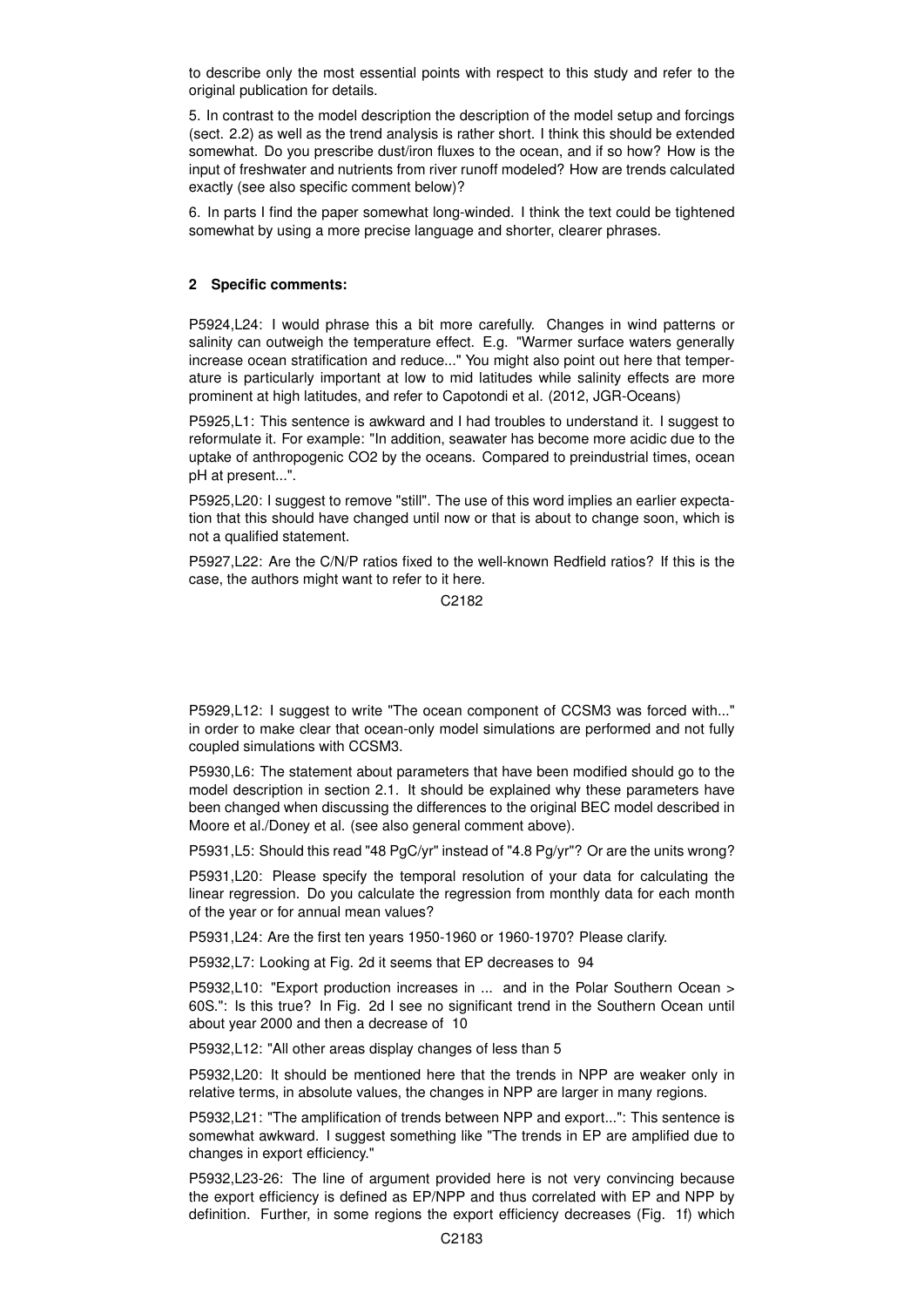to describe only the most essential points with respect to this study and refer to the original publication for details.

5. In contrast to the model description the description of the model setup and forcings (sect. 2.2) as well as the trend analysis is rather short. I think this should be extended somewhat. Do you prescribe dust/iron fluxes to the ocean, and if so how? How is the input of freshwater and nutrients from river runoff modeled? How are trends calculated exactly (see also specific comment below)?

6. In parts I find the paper somewhat long-winded. I think the text could be tightened somewhat by using a more precise language and shorter, clearer phrases.

## 2 Specific comments:

P5924,L24: I would phrase this a bit more carefully. Changes in wind patterns or salinity can outweigh the temperature effect. E.g. "Warmer surface waters generally increase ocean stratification and reduce..." You might also point out here that temperature is particularly important at low to mid latitudes while salinity effects are more prominent at high latitudes, and refer to Capotondi et al. (2012, JGR-Oceans)

P5925,L1: This sentence is awkward and I had troubles to understand it. I suggest to reformulate it. For example: "In addition, seawater has become more acidic due to the uptake of anthropogenic CO2 by the oceans. Compared to preindustrial times, ocean pH at present...".

P5925,L20: I suggest to remove "still". The use of this word implies an earlier expectation that this should have changed until now or that is about to change soon, which is not a qualified statement.

P5927,L22: Are the C/N/P ratios fixed to the well-known Redfield ratios? If this is the case, the authors might want to refer to it here.

P5929,L12: I suggest to write "The ocean component of CCSM3 was forced with..." in order to make clear that ocean-only model simulations are performed and not fully coupled simulations with CCSM3.

P5930,L6: The statement about parameters that have been modified should go to the model description in section 2.1. It should be explained why these parameters have been changed when discussing the differences to the original BEC model described in Moore et al./Doney et al. (see also general comment above).

P5931,L5: Should this read "48 PgC/yr" instead of "4.8 Pg/yr"? Or are the units wrong?

P5931,L20: Please specify the temporal resolution of your data for calculating the linear regression. Do you calculate the regression from monthly data for each month of the year or for annual mean values?

P5931,L24: Are the first ten years 1950-1960 or 1960-1970? Please clarify.

P5932,L7: Looking at Fig. 2d it seems that EP decreases to 94

P5932,L10: "Export production increases in ... and in the Polar Southern Ocean > 60S.": Is this true? In Fig. 2d I see no significant trend in the Southern Ocean until about year 2000 and then a decrease of 10

P5932,L12: "All other areas display changes of less than 5

P5932,L20: It should be mentioned here that the trends in NPP are weaker only in relative terms, in absolute values, the changes in NPP are larger in many regions.

P5932,L21: "The amplification of trends between NPP and export...": This sentence is somewhat awkward. I suggest something like "The trends in EP are amplified due to changes in export efficiency."

P5932,L23-26: The line of argument provided here is not very convincing because the export efficiency is defined as EP/NPP and thus correlated with EP and NPP by definition. Further, in some regions the export efficiency decreases (Fig. 1f) which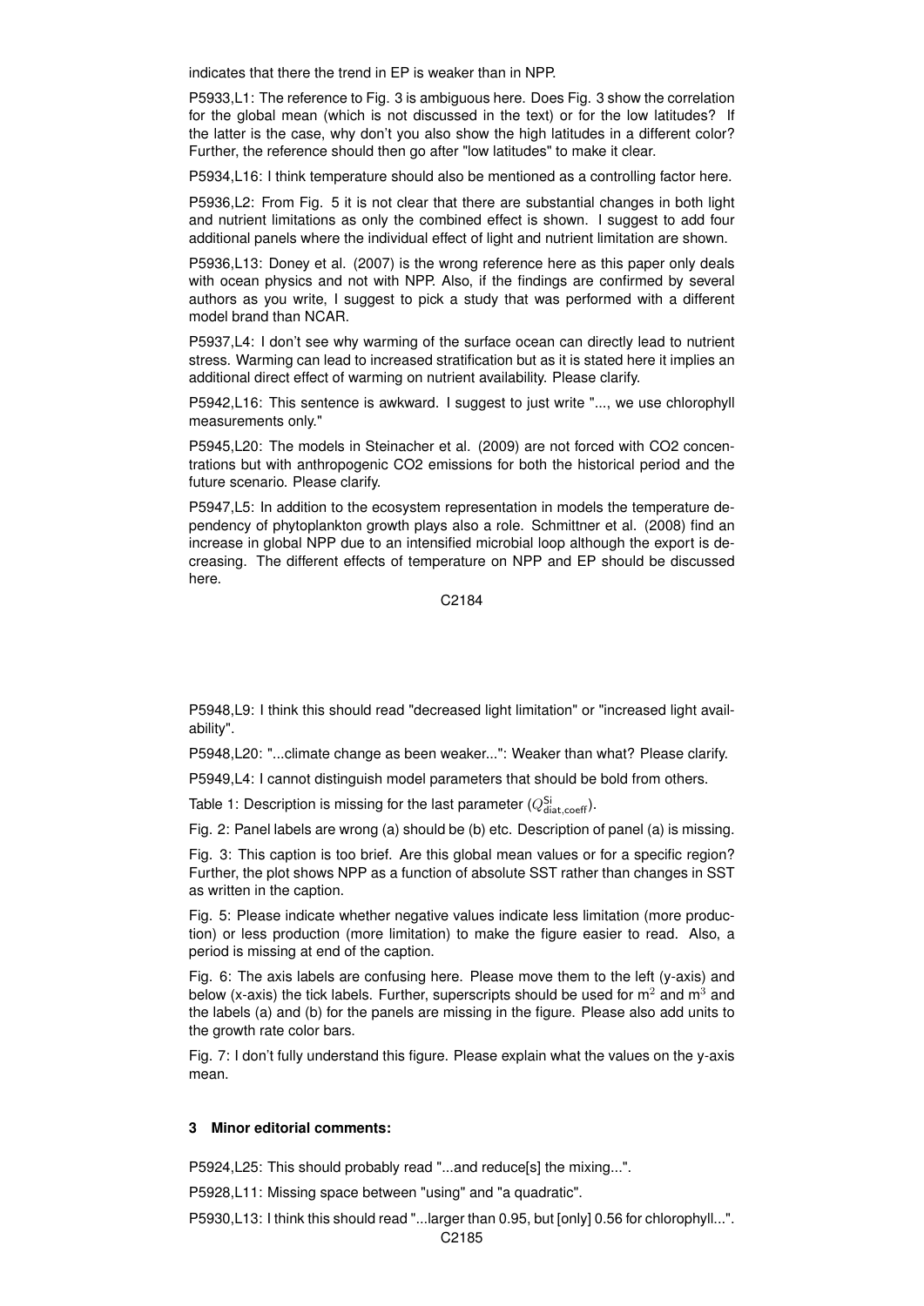indicates that there the trend in EP is weaker than in NPP.

P5933,L1: The reference to Fig. 3 is ambiguous here. Does Fig. 3 show the correlation for the global mean (which is not discussed in the text) or for the low latitudes? If the latter is the case, why don't you also show the high latitudes in a different color? Further, the reference should then go after "low latitudes" to make it clear.

P5934,L16: I think temperature should also be mentioned as a controlling factor here.

P5936,L2: From Fig. 5 it is not clear that there are substantial changes in both light and nutrient limitations as only the combined effect is shown. I suggest to add four additional panels where the individual effect of light and nutrient limitation are shown.

P5936,L13: Doney et al. (2007) is the wrong reference here as this paper only deals with ocean physics and not with NPP. Also, if the findings are confirmed by several authors as you write, I suggest to pick a study that was performed with a different model brand than NCAR.

P5937,L4: I don't see why warming of the surface ocean can directly lead to nutrient stress. Warming can lead to increased stratification but as it is stated here it implies an additional direct effect of warming on nutrient availability. Please clarify.

P5942,L16: This sentence is awkward. I suggest to just write "..., we use chlorophyll measurements only."

P5945,L20: The models in Steinacher et al. (2009) are not forced with CO2 concentrations but with anthropogenic CO2 emissions for both the historical period and the future scenario. Please clarify.

P5947,L5: In addition to the ecosystem representation in models the temperature dependency of phytoplankton growth plays also a role. Schmittner et al. (2008) find an increase in global NPP due to an intensified microbial loop although the export is decreasing. The different effects of temperature on NPP and EP should be discussed here.

P5948,L9: I think this should read "decreased light limitation" or "increased light availability".

P5948,L20: "...climate change as been weaker...": Weaker than what? Please clarify.

P5949,L4: I cannot distinguish model parameters that should be bold from others.

Table 1: Description is missing for the last parameter ($Q^{\mathrm{Si}}_{\mathrm{diat,coeff}}$).

Fig. 2: Panel labels are wrong (a) should be (b) etc. Description of panel (a) is missing.

Fig. 3: This caption is too brief. Are this global mean values or for a specific region? Further, the plot shows NPP as a function of absolute SST rather than changes in SST as written in the caption.

Fig. 5: Please indicate whether negative values indicate less limitation (more production) or less production (more limitation) to make the figure easier to read. Also, a period is missing at end of the caption.

Fig. 6: The axis labels are confusing here. Please move them to the left (y-axis) and below (x-axis) the tick labels. Further, superscripts should be used for $m^2$ and $m^3$ and the labels (a) and (b) for the panels are missing in the figure. Please also add units to the growth rate color bars.

Fig. 7: I don't fully understand this figure. Please explain what the values on the y-axis mean.

### 3 Minor editorial comments:

P5924,L25: This should probably read "...and reduce[s] the mixing...".

P5928,L11: Missing space between "using" and "a quadratic".

P5930,L13: I think this should read "...larger than 0.95, but [only] 0.56 for chlorophyll...".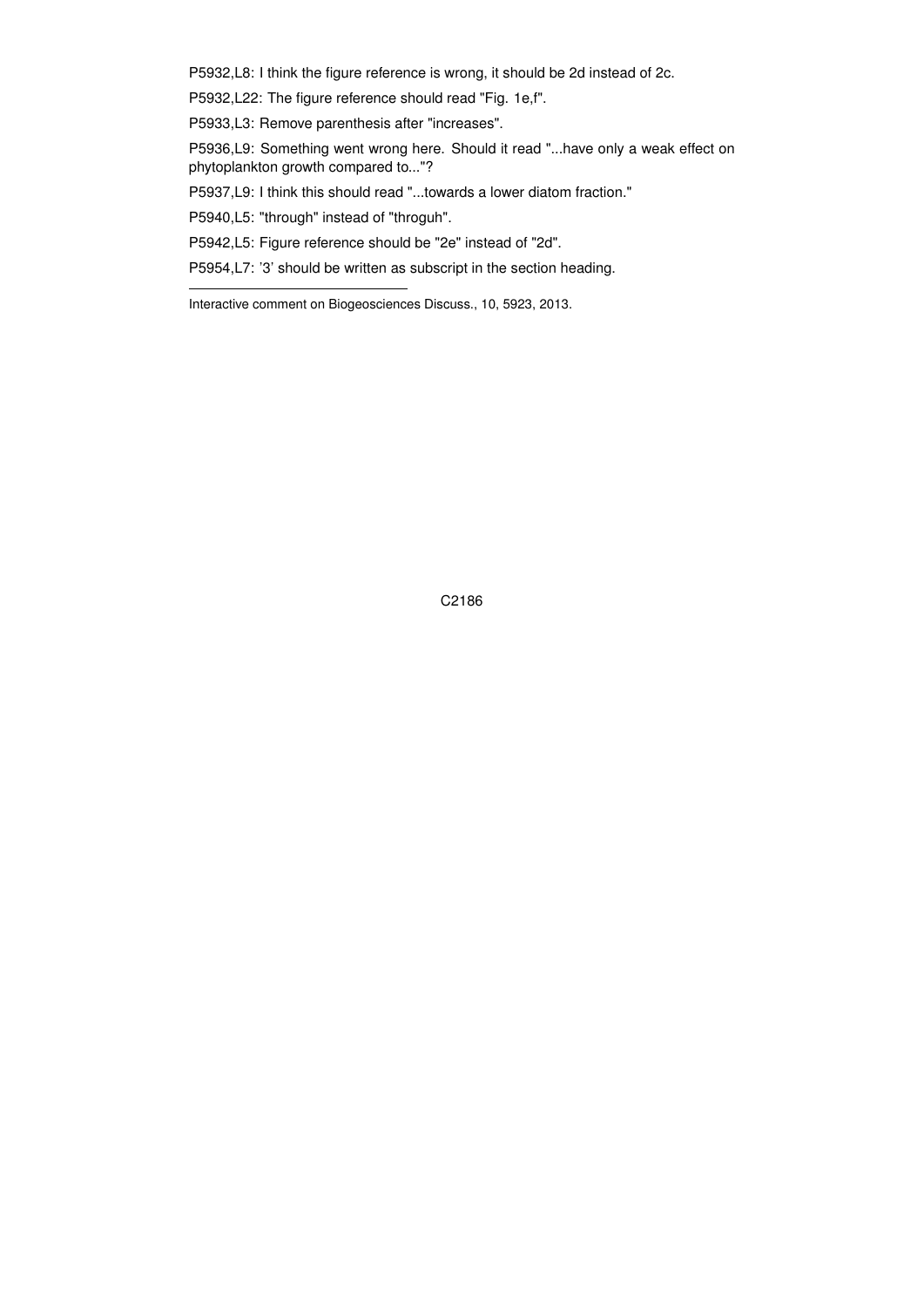P5932,L8: I think the figure reference is wrong, it should be 2d instead of 2c.

P5932,L22: The figure reference should read "Fig. 1e,f".

P5933,L3: Remove parenthesis after "increases".

P5936,L9: Something went wrong here. Should it read "...have only a weak effect on phytoplankton growth compared to..."?

P5937,L9: I think this should read "...towards a lower diatom fraction."

P5940,L5: "through" instead of "throguh".

P5942,L5: Figure reference should be "2e" instead of "2d".

P5954,L7: '3' should be written as subscript in the section heading.

---

Interactive comment on Biogeosciences Discuss., 10, 5923, 2013.